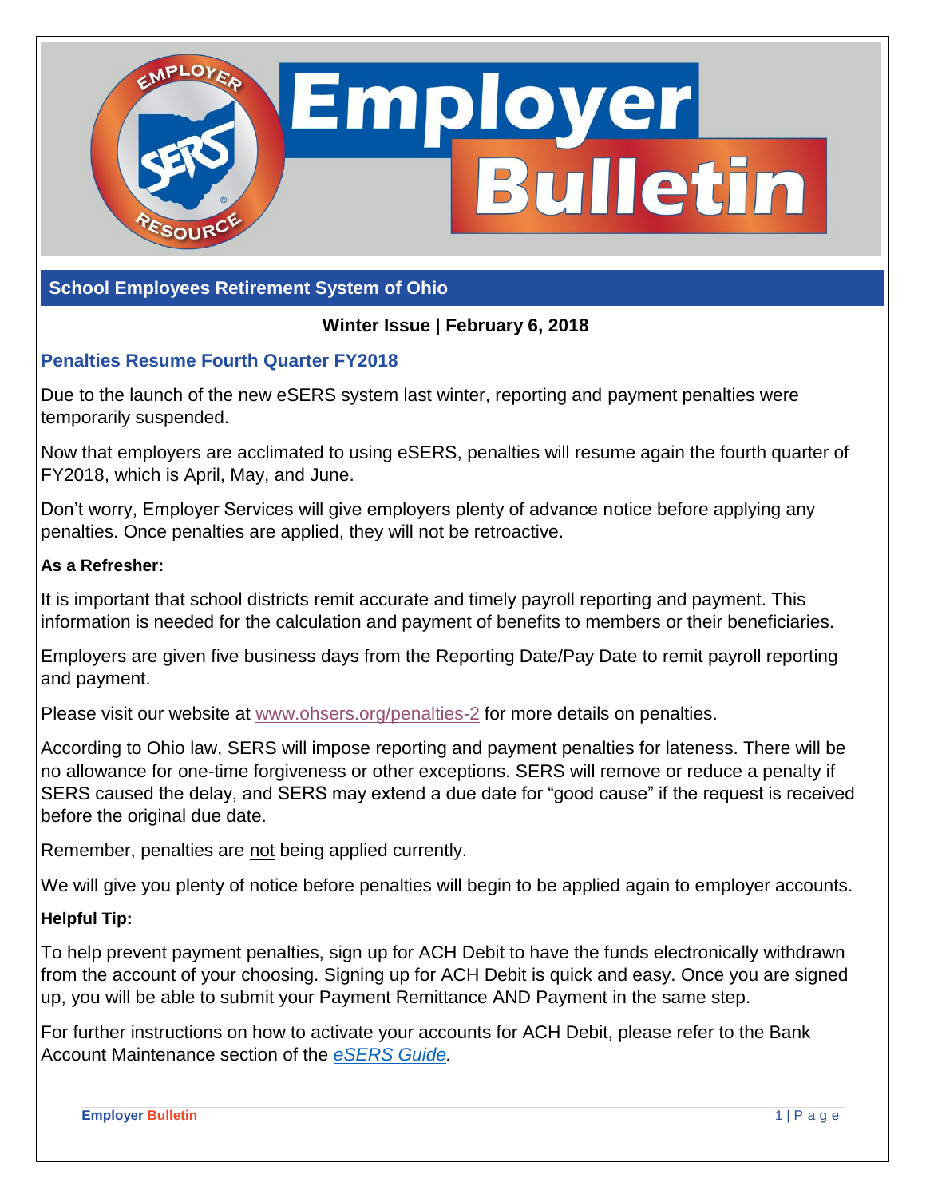# Employer Bulletin

## School Employees Retirement System of Ohio

**Winter Issue | February 6, 2018**

### Penalties Resume Fourth Quarter FY2018

Due to the launch of the new eSERS system last winter, reporting and payment penalties were temporarily suspended.

Now that employers are acclimated to using eSERS, penalties will resume again the fourth quarter of FY2018, which is April, May, and June.

Don't worry, Employer Services will give employers plenty of advance notice before applying any penalties. Once penalties are applied, they will not be retroactive.

**As a Refresher:**

It is important that school districts remit accurate and timely payroll reporting and payment. This information is needed for the calculation and payment of benefits to members or their beneficiaries.

Employers are given five business days from the Reporting Date/Pay Date to remit payroll reporting and payment.

Please visit our website at www.ohsers.org/penalties-2 for more details on penalties.

According to Ohio law, SERS will impose reporting and payment penalties for lateness. There will be no allowance for one-time forgiveness or other exceptions. SERS will remove or reduce a penalty if SERS caused the delay, and SERS may extend a due date for "good cause" if the request is received before the original due date.

Remember, penalties are not being applied currently.

We will give you plenty of notice before penalties will begin to be applied again to employer accounts.

**Helpful Tip:**

To help prevent payment penalties, sign up for ACH Debit to have the funds electronically withdrawn from the account of your choosing. Signing up for ACH Debit is quick and easy. Once you are signed up, you will be able to submit your Payment Remittance AND Payment in the same step.

For further instructions on how to activate your accounts for ACH Debit, please refer to the Bank Account Maintenance section of the *eSERS Guide.*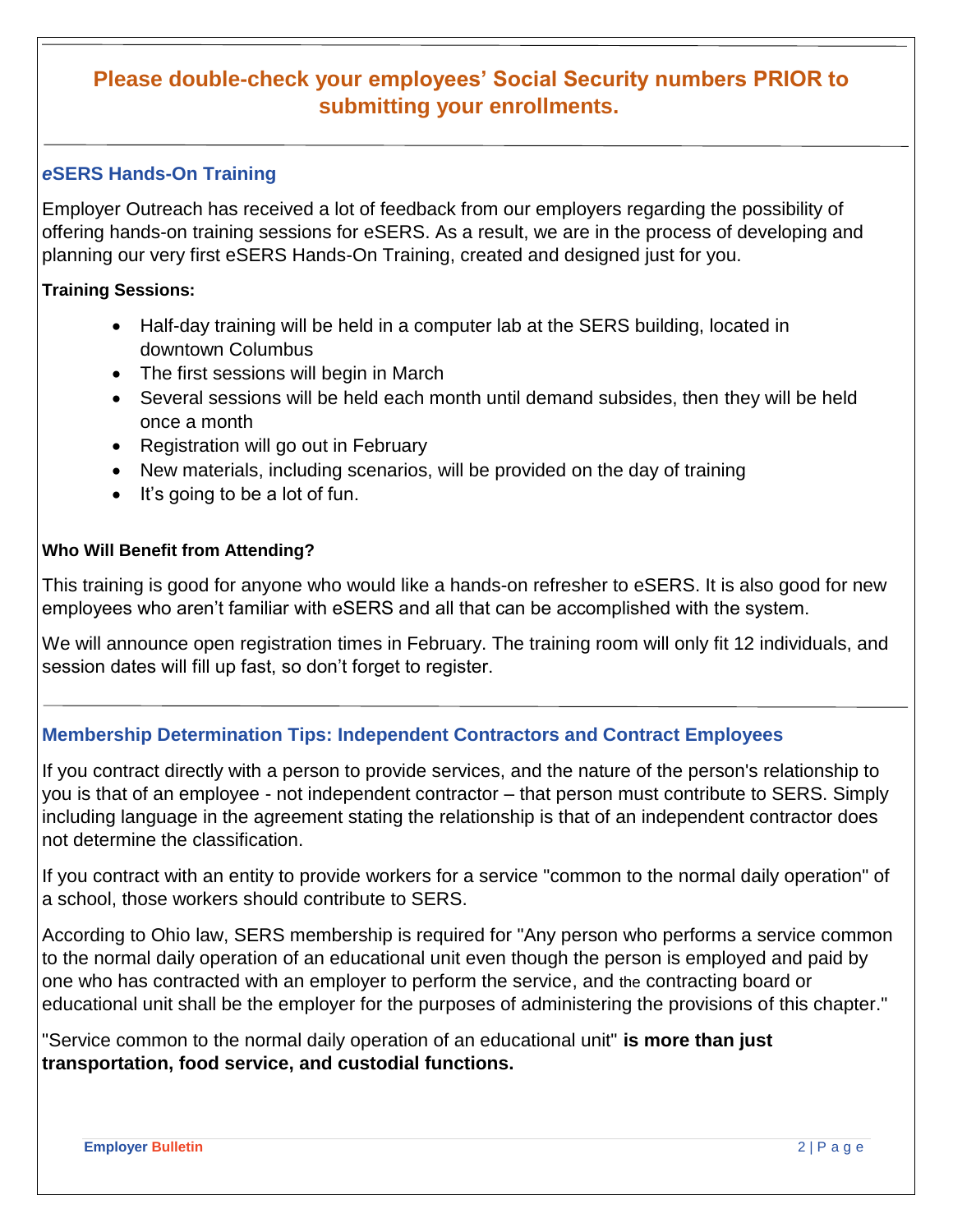**Please double-check your employees' Social Security numbers PRIOR to submitting your enrollments.**

## *e*SERS Hands-On Training

Employer Outreach has received a lot of feedback from our employers regarding the possibility of offering hands-on training sessions for eSERS. As a result, we are in the process of developing and planning our very first eSERS Hands-On Training, created and designed just for you.

**Training Sessions:**

- Half-day training will be held in a computer lab at the SERS building, located in downtown Columbus
- The first sessions will begin in March
- Several sessions will be held each month until demand subsides, then they will be held once a month
- Registration will go out in February
- New materials, including scenarios, will be provided on the day of training
- It's going to be a lot of fun.

**Who Will Benefit from Attending?**

This training is good for anyone who would like a hands-on refresher to eSERS. It is also good for new employees who aren't familiar with eSERS and all that can be accomplished with the system.

We will announce open registration times in February. The training room will only fit 12 individuals, and session dates will fill up fast, so don't forget to register.

## Membership Determination Tips: Independent Contractors and Contract Employees

If you contract directly with a person to provide services, and the nature of the person's relationship to you is that of an employee - not independent contractor – that person must contribute to SERS. Simply including language in the agreement stating the relationship is that of an independent contractor does not determine the classification.

If you contract with an entity to provide workers for a service "common to the normal daily operation" of a school, those workers should contribute to SERS.

According to Ohio law, SERS membership is required for "Any person who performs a service common to the normal daily operation of an educational unit even though the person is employed and paid by one who has contracted with an employer to perform the service, and the contracting board or educational unit shall be the employer for the purposes of administering the provisions of this chapter."

"Service common to the normal daily operation of an educational unit" **is more than just transportation, food service, and custodial functions.**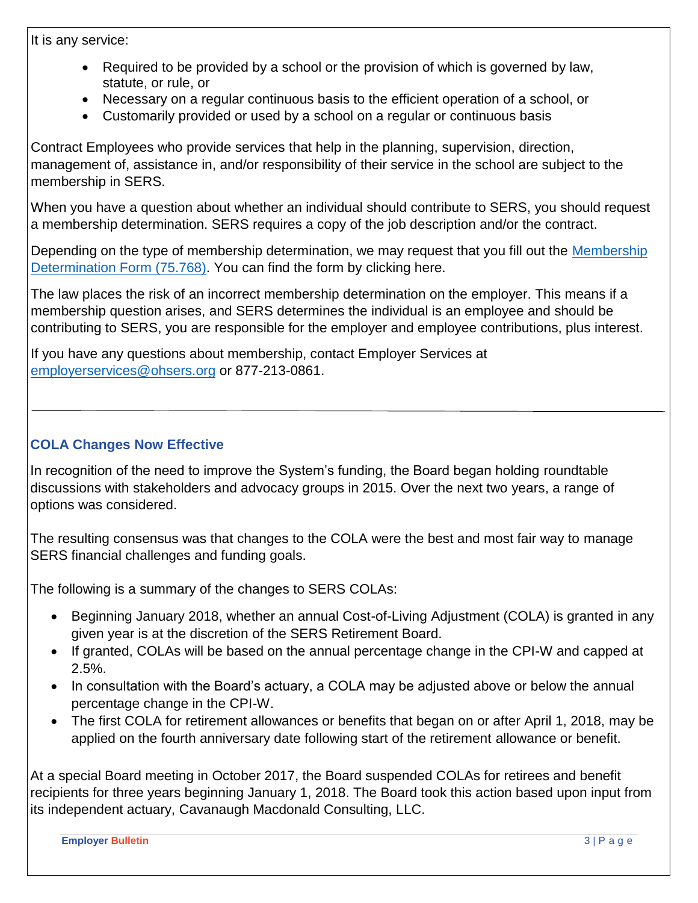It is any service:

- Required to be provided by a school or the provision of which is governed by law, statute, or rule, or
- Necessary on a regular continuous basis to the efficient operation of a school, or
- Customarily provided or used by a school on a regular or continuous basis

Contract Employees who provide services that help in the planning, supervision, direction, management of, assistance in, and/or responsibility of their service in the school are subject to the membership in SERS.

When you have a question about whether an individual should contribute to SERS, you should request a membership determination. SERS requires a copy of the job description and/or the contract.

Depending on the type of membership determination, we may request that you fill out the Membership Determination Form (75.768). You can find the form by clicking here.

The law places the risk of an incorrect membership determination on the employer. This means if a membership question arises, and SERS determines the individual is an employee and should be contributing to SERS, you are responsible for the employer and employee contributions, plus interest.

If you have any questions about membership, contact Employer Services at employerservices@ohsers.org or 877-213-0861.

---

### COLA Changes Now Effective

In recognition of the need to improve the System's funding, the Board began holding roundtable discussions with stakeholders and advocacy groups in 2015. Over the next two years, a range of options was considered.

The resulting consensus was that changes to the COLA were the best and most fair way to manage SERS financial challenges and funding goals.

The following is a summary of the changes to SERS COLAs:

- Beginning January 2018, whether an annual Cost-of-Living Adjustment (COLA) is granted in any given year is at the discretion of the SERS Retirement Board.
- If granted, COLAs will be based on the annual percentage change in the CPI-W and capped at 2.5%.
- In consultation with the Board's actuary, a COLA may be adjusted above or below the annual percentage change in the CPI-W.
- The first COLA for retirement allowances or benefits that began on or after April 1, 2018, may be applied on the fourth anniversary date following start of the retirement allowance or benefit.

At a special Board meeting in October 2017, the Board suspended COLAs for retirees and benefit recipients for three years beginning January 1, 2018. The Board took this action based upon input from its independent actuary, Cavanaugh Macdonald Consulting, LLC.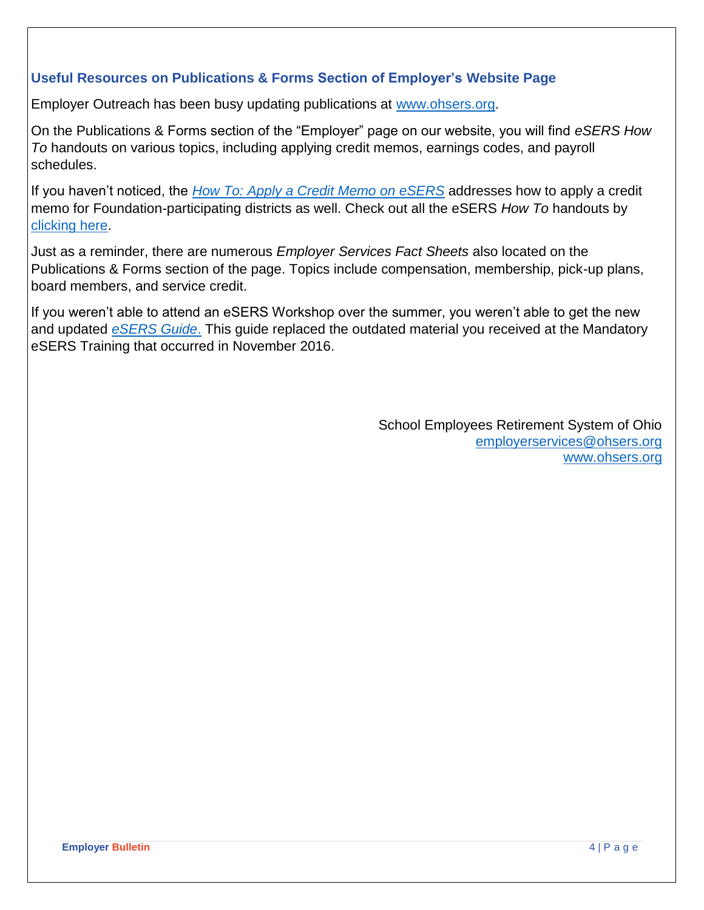### Useful Resources on Publications & Forms Section of Employer's Website Page

Employer Outreach has been busy updating publications at www.ohsers.org.

On the Publications & Forms section of the "Employer" page on our website, you will find *eSERS How To* handouts on various topics, including applying credit memos, earnings codes, and payroll schedules.

If you haven't noticed, the *How To: Apply a Credit Memo on eSERS* addresses how to apply a credit memo for Foundation-participating districts as well. Check out all the eSERS *How To* handouts by clicking here.

Just as a reminder, there are numerous *Employer Services Fact Sheets* also located on the Publications & Forms section of the page. Topics include compensation, membership, pick-up plans, board members, and service credit.

If you weren't able to attend an eSERS Workshop over the summer, you weren't able to get the new and updated *eSERS Guide*. This guide replaced the outdated material you received at the Mandatory eSERS Training that occurred in November 2016.

School Employees Retirement System of Ohio
employerservices@ohsers.org
www.ohsers.org